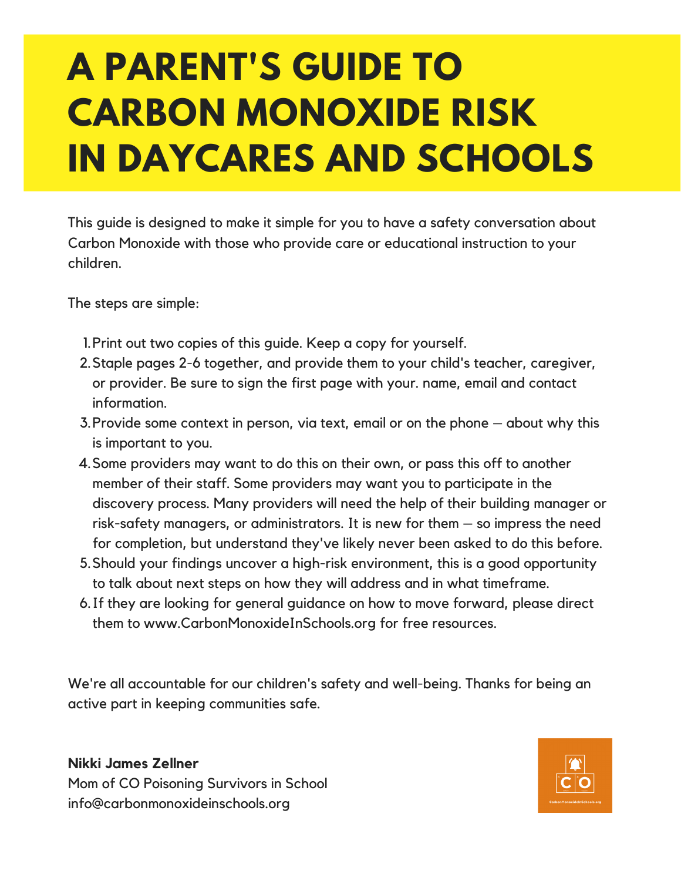# A PARENT'S GUIDE TO CARBON MONOXIDE RISK IN DAYCARES AND SCHOOLS

This guide is designed to make it simple for you to have a safety conversation about Carbon Monoxide with those who provide care or educational instruction to your children.

The steps are simple:

1. Print out two copies of this guide. Keep a copy for yourself.
2. Staple pages 2-6 together, and provide them to your child's teacher, caregiver, or provider. Be sure to sign the first page with your. name, email and contact information.
3. Provide some context in person, via text, email or on the phone – about why this is important to you.
4. Some providers may want to do this on their own, or pass this off to another member of their staff. Some providers may want you to participate in the discovery process. Many providers will need the help of their building manager or risk-safety managers, or administrators. It is new for them – so impress the need for completion, but understand they've likely never been asked to do this before.
5. Should your findings uncover a high-risk environment, this is a good opportunity to talk about next steps on how they will address and in what timeframe.
6. If they are looking for general guidance on how to move forward, please direct them to www.CarbonMonoxideInSchools.org for free resources.

We're all accountable for our children's safety and well-being. Thanks for being an active part in keeping communities safe.

**Nikki James Zellner**
Mom of CO Poisoning Survivors in School
info@carbonmonoxideinschools.org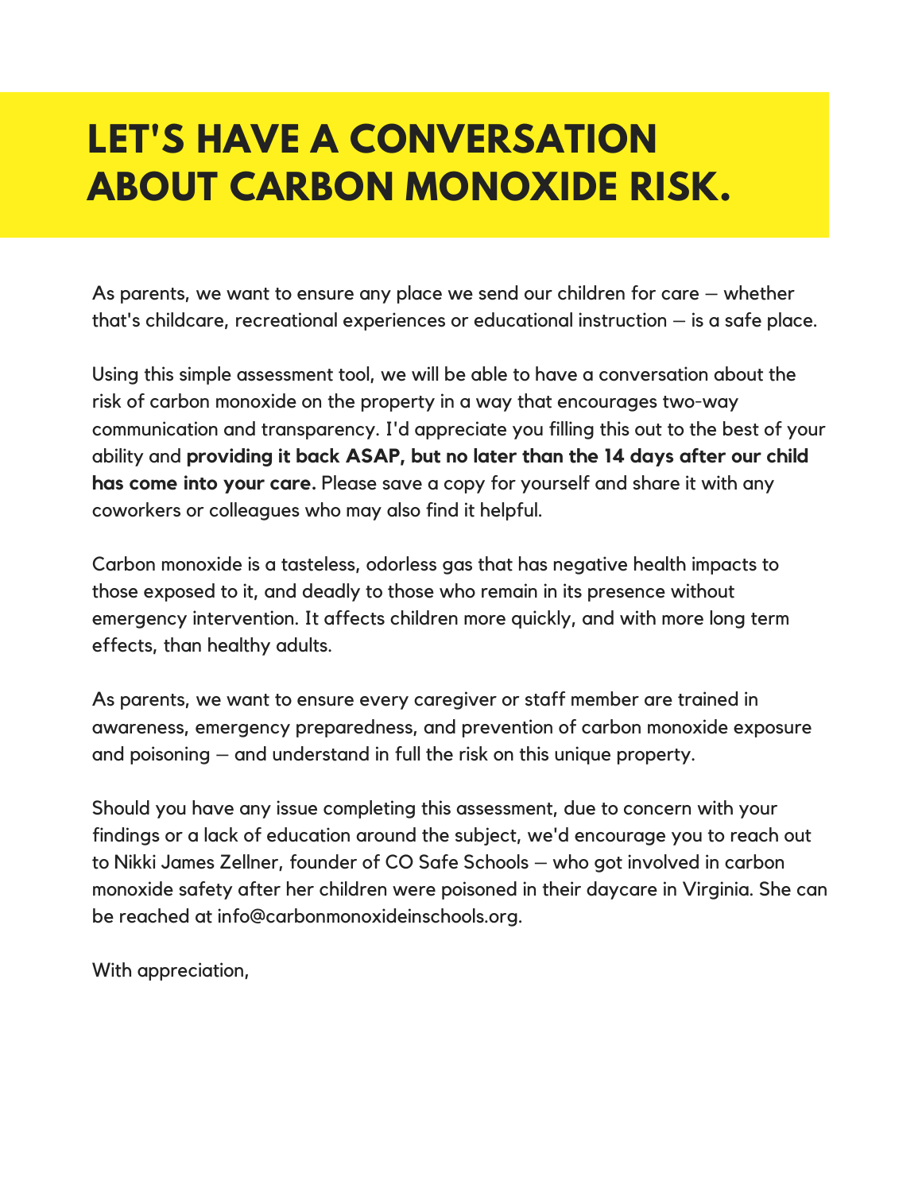# LET'S HAVE A CONVERSATION ABOUT CARBON MONOXIDE RISK.

As parents, we want to ensure any place we send our children for care – whether that's childcare, recreational experiences or educational instruction – is a safe place.

Using this simple assessment tool, we will be able to have a conversation about the risk of carbon monoxide on the property in a way that encourages two-way communication and transparency. I'd appreciate you filling this out to the best of your ability and **providing it back ASAP, but no later than the 14 days after our child has come into your care.** Please save a copy for yourself and share it with any coworkers or colleagues who may also find it helpful.

Carbon monoxide is a tasteless, odorless gas that has negative health impacts to those exposed to it, and deadly to those who remain in its presence without emergency intervention. It affects children more quickly, and with more long term effects, than healthy adults.

As parents, we want to ensure every caregiver or staff member are trained in awareness, emergency preparedness, and prevention of carbon monoxide exposure and poisoning – and understand in full the risk on this unique property.

Should you have any issue completing this assessment, due to concern with your findings or a lack of education around the subject, we'd encourage you to reach out to Nikki James Zellner, founder of CO Safe Schools – who got involved in carbon monoxide safety after her children were poisoned in their daycare in Virginia. She can be reached at info@carbonmonoxideinschools.org.

With appreciation,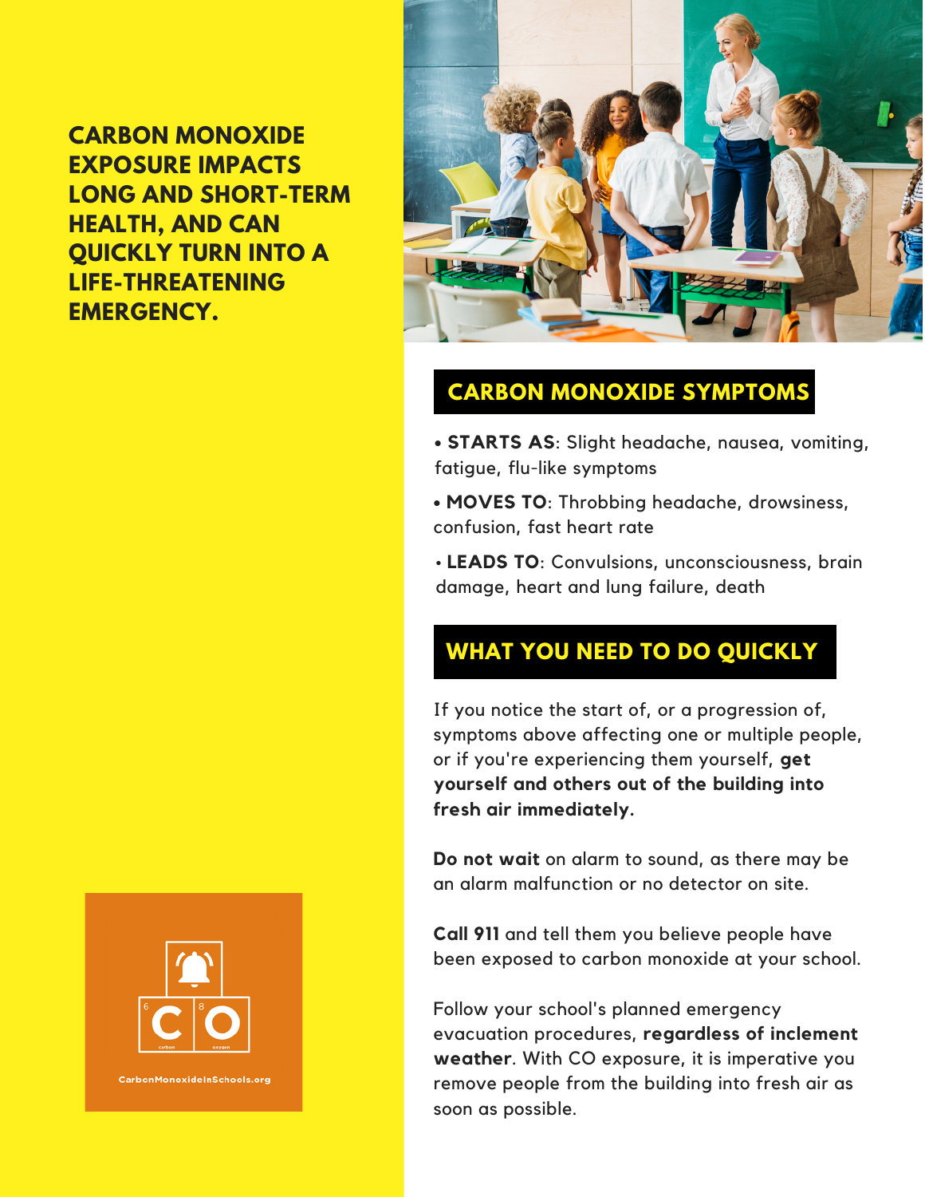**CARBON MONOXIDE EXPOSURE IMPACTS LONG AND SHORT-TERM HEALTH, AND CAN QUICKLY TURN INTO A LIFE-THREATENING EMERGENCY.**

CarbonMonoxideInSchools.org

## CARBON MONOXIDE SYMPTOMS

- **STARTS AS**: Slight headache, nausea, vomiting, fatigue, flu-like symptoms
- **MOVES TO**: Throbbing headache, drowsiness, confusion, fast heart rate
- **LEADS TO**: Convulsions, unconsciousness, brain damage, heart and lung failure, death

## WHAT YOU NEED TO DO QUICKLY

If you notice the start of, or a progression of, symptoms above affecting one or multiple people, or if you're experiencing them yourself, **get yourself and others out of the building into fresh air immediately**.

**Do not wait** on alarm to sound, as there may be an alarm malfunction or no detector on site.

**Call 911** and tell them you believe people have been exposed to carbon monoxide at your school.

Follow your school's planned emergency evacuation procedures, **regardless of inclement weather**. With CO exposure, it is imperative you remove people from the building into fresh air as soon as possible.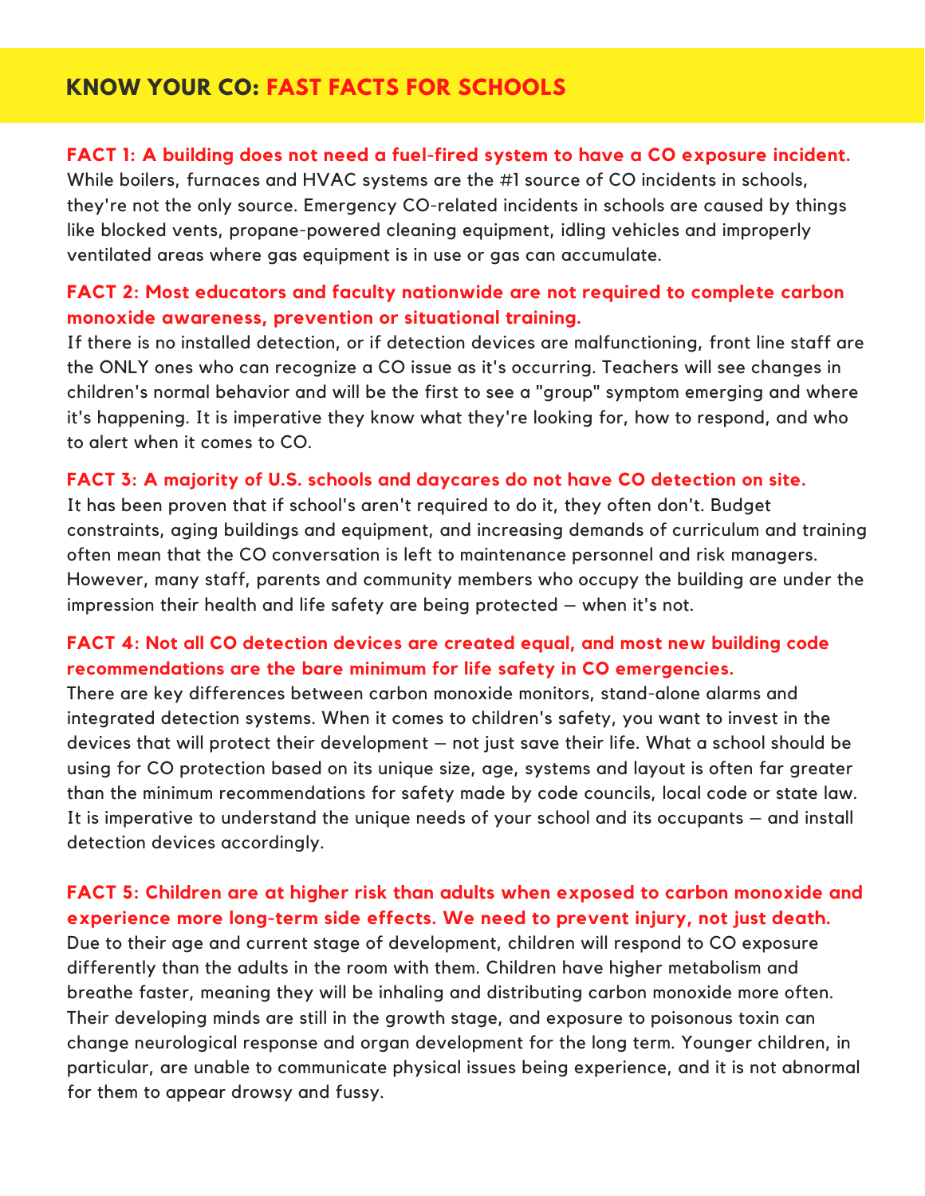# KNOW YOUR CO: FAST FACTS FOR SCHOOLS

**FACT 1: A building does not need a fuel-fired system to have a CO exposure incident.**

While boilers, furnaces and HVAC systems are the #1 source of CO incidents in schools, they're not the only source. Emergency CO-related incidents in schools are caused by things like blocked vents, propane-powered cleaning equipment, idling vehicles and improperly ventilated areas where gas equipment is in use or gas can accumulate.

**FACT 2: Most educators and faculty nationwide are not required to complete carbon monoxide awareness, prevention or situational training.**

If there is no installed detection, or if detection devices are malfunctioning, front line staff are the ONLY ones who can recognize a CO issue as it's occurring. Teachers will see changes in children's normal behavior and will be the first to see a "group" symptom emerging and where it's happening. It is imperative they know what they're looking for, how to respond, and who to alert when it comes to CO.

**FACT 3: A majority of U.S. schools and daycares do not have CO detection on site.**

It has been proven that if school's aren't required to do it, they often don't. Budget constraints, aging buildings and equipment, and increasing demands of curriculum and training often mean that the CO conversation is left to maintenance personnel and risk managers. However, many staff, parents and community members who occupy the building are under the impression their health and life safety are being protected – when it's not.

**FACT 4: Not all CO detection devices are created equal, and most new building code recommendations are the bare minimum for life safety in CO emergencies.**

There are key differences between carbon monoxide monitors, stand-alone alarms and integrated detection systems. When it comes to children's safety, you want to invest in the devices that will protect their development – not just save their life. What a school should be using for CO protection based on its unique size, age, systems and layout is often far greater than the minimum recommendations for safety made by code councils, local code or state law. It is imperative to understand the unique needs of your school and its occupants – and install detection devices accordingly.

**FACT 5: Children are at higher risk than adults when exposed to carbon monoxide and experience more long-term side effects. We need to prevent injury, not just death.**

Due to their age and current stage of development, children will respond to CO exposure differently than the adults in the room with them. Children have higher metabolism and breathe faster, meaning they will be inhaling and distributing carbon monoxide more often. Their developing minds are still in the growth stage, and exposure to poisonous toxin can change neurological response and organ development for the long term. Younger children, in particular, are unable to communicate physical issues being experience, and it is not abnormal for them to appear drowsy and fussy.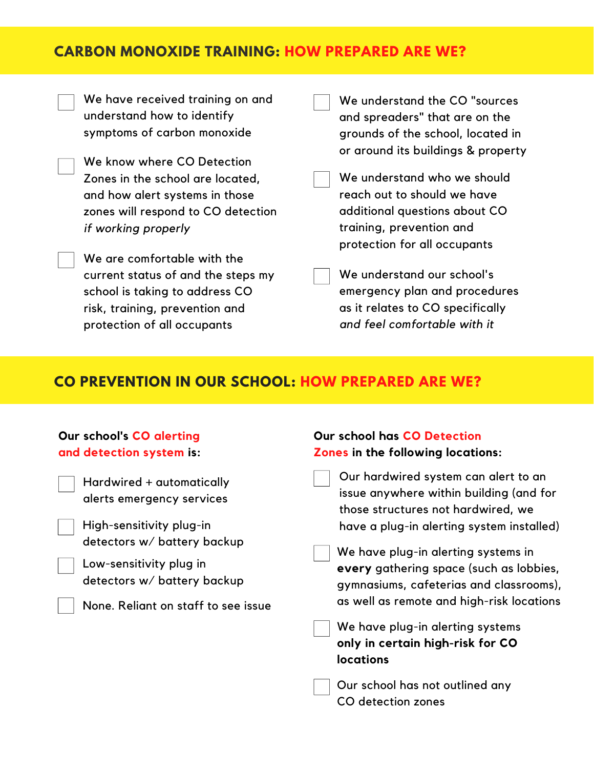## CARBON MONOXIDE TRAINING: HOW PREPARED ARE WE?

- [ ] We have received training on and understand how to identify symptoms of carbon monoxide
- [ ] We know where CO Detection Zones in the school are located, and how alert systems in those zones will respond to CO detection *if working properly*
- [ ] We are comfortable with the current status of and the steps my school is taking to address CO risk, training, prevention and protection of all occupants
- [ ] We understand the CO "sources and spreaders" that are on the grounds of the school, located in or around its buildings & property
- [ ] We understand who we should reach out to should we have additional questions about CO training, prevention and protection for all occupants
- [ ] We understand our school's emergency plan and procedures as it relates to CO specifically *and feel comfortable with it*

## CO PREVENTION IN OUR SCHOOL: HOW PREPARED ARE WE?

**Our school's CO alerting and detection system is:**

- [ ] Hardwired + automatically alerts emergency services
- [ ] High-sensitivity plug-in detectors w/ battery backup
- [ ] Low-sensitivity plug in detectors w/ battery backup
- [ ] None. Reliant on staff to see issue

**Our school has CO Detection Zones in the following locations:**

- [ ] Our hardwired system can alert to an issue anywhere within building (and for those structures not hardwired, we have a plug-in alerting system installed)
- [ ] We have plug-in alerting systems in **every** gathering space (such as lobbies, gymnasiums, cafeterias and classrooms), as well as remote and high-risk locations
- [ ] We have plug-in alerting systems **only in certain high-risk for CO locations**
- [ ] Our school has not outlined any CO detection zones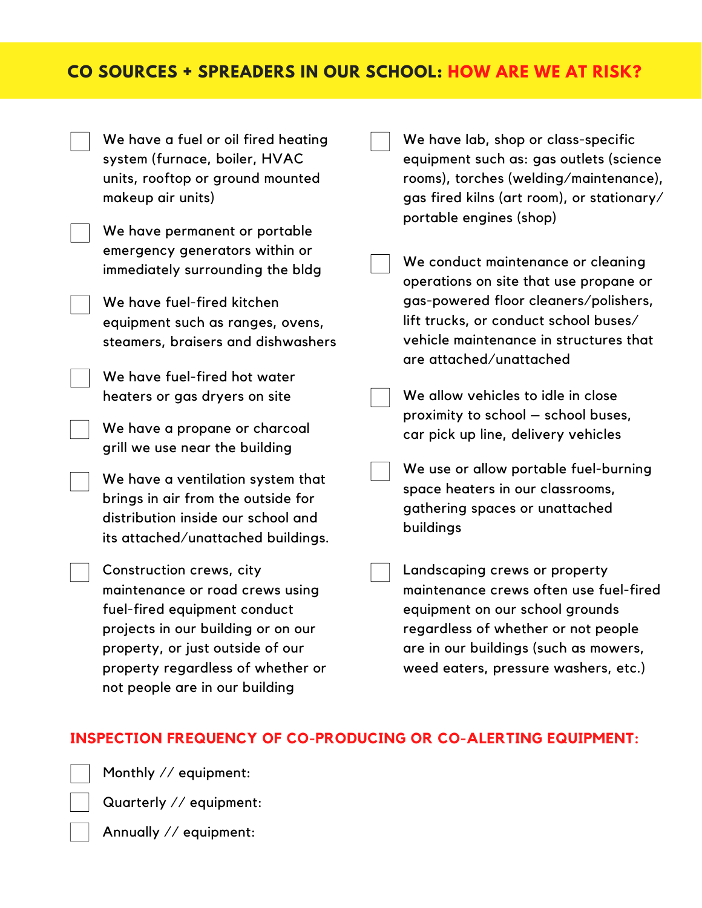## CO SOURCES + SPREADERS IN OUR SCHOOL: HOW ARE WE AT RISK?

- [ ] We have a fuel or oil fired heating system (furnace, boiler, HVAC units, rooftop or ground mounted makeup air units)
- [ ] We have permanent or portable emergency generators within or immediately surrounding the bldg
- [ ] We have fuel-fired kitchen equipment such as ranges, ovens, steamers, braisers and dishwashers
- [ ] We have fuel-fired hot water heaters or gas dryers on site
- [ ] We have a propane or charcoal grill we use near the building
- [ ] We have a ventilation system that brings in air from the outside for distribution inside our school and its attached/unattached buildings.
- [ ] Construction crews, city maintenance or road crews using fuel-fired equipment conduct projects in our building or on our property, or just outside of our property regardless of whether or not people are in our building
- [ ] We have lab, shop or class-specific equipment such as: gas outlets (science rooms), torches (welding/maintenance), gas fired kilns (art room), or stationary/portable engines (shop)
- [ ] We conduct maintenance or cleaning operations on site that use propane or gas-powered floor cleaners/polishers, lift trucks, or conduct school buses/vehicle maintenance in structures that are attached/unattached
- [ ] We allow vehicles to idle in close proximity to school – school buses, car pick up line, delivery vehicles
- [ ] We use or allow portable fuel-burning space heaters in our classrooms, gathering spaces or unattached buildings
- [ ] Landscaping crews or property maintenance crews often use fuel-fired equipment on our school grounds regardless of whether or not people are in our buildings (such as mowers, weed eaters, pressure washers, etc.)

## INSPECTION FREQUENCY OF CO-PRODUCING OR CO-ALERTING EQUIPMENT:

- [ ] Monthly // equipment:
- [ ] Quarterly // equipment:
- [ ] Annually // equipment: